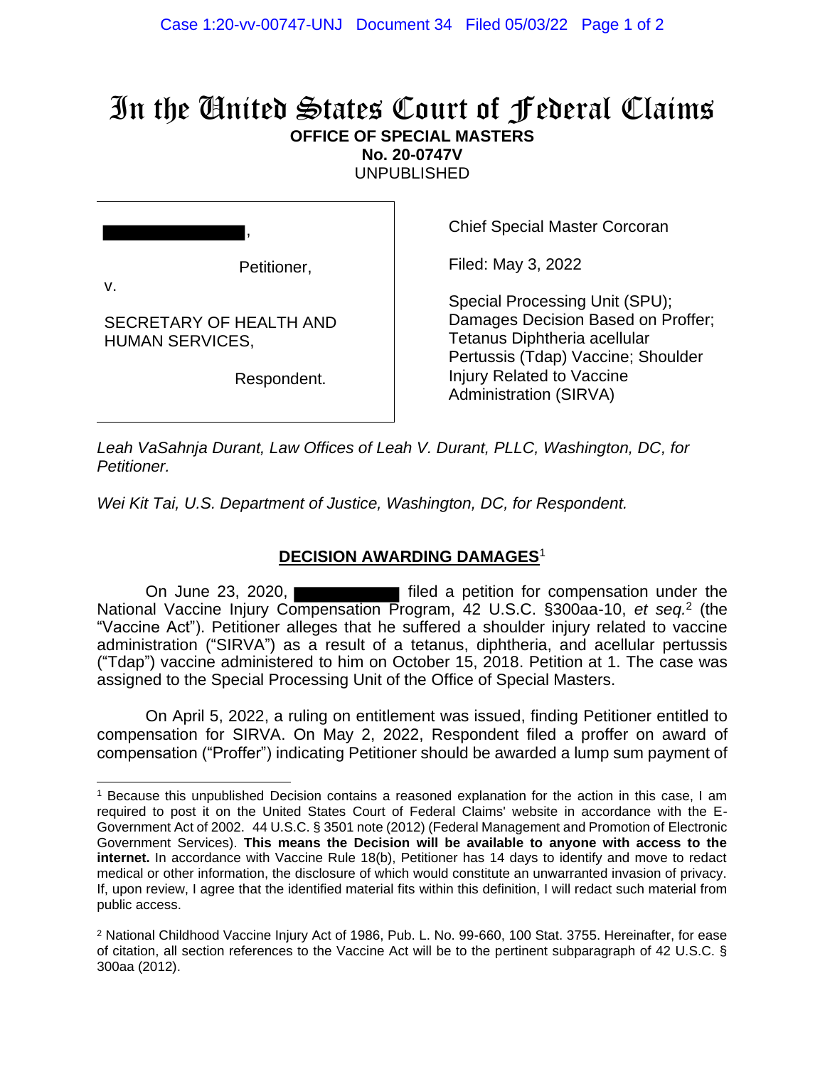# In the United States Court of Federal Claims

**OFFICE OF SPECIAL MASTERS**
**No. 20-0747V**
UNPUBLISHED

[REDACTED],

Petitioner,

v.

SECRETARY OF HEALTH AND HUMAN SERVICES,

Respondent.

Chief Special Master Corcoran

Filed: May 3, 2022

Special Processing Unit (SPU); Damages Decision Based on Proffer; Tetanus Diphtheria acellular Pertussis (Tdap) Vaccine; Shoulder Injury Related to Vaccine Administration (SIRVA)

*Leah VaSahnja Durant, Law Offices of Leah V. Durant, PLLC, Washington, DC, for Petitioner.*

*Wei Kit Tai, U.S. Department of Justice, Washington, DC, for Respondent.*

## DECISION AWARDING DAMAGES[1]

On June 23, 2020, [REDACTED] filed a petition for compensation under the National Vaccine Injury Compensation Program, 42 U.S.C. §300aa-10, *et seq.*[2] (the "Vaccine Act"). Petitioner alleges that he suffered a shoulder injury related to vaccine administration ("SIRVA") as a result of a tetanus, diphtheria, and acellular pertussis ("Tdap") vaccine administered to him on October 15, 2018. Petition at 1. The case was assigned to the Special Processing Unit of the Office of Special Masters.

On April 5, 2022, a ruling on entitlement was issued, finding Petitioner entitled to compensation for SIRVA. On May 2, 2022, Respondent filed a proffer on award of compensation ("Proffer") indicating Petitioner should be awarded a lump sum payment of

---

[1] Because this unpublished Decision contains a reasoned explanation for the action in this case, I am required to post it on the United States Court of Federal Claims' website in accordance with the E-Government Act of 2002. 44 U.S.C. § 3501 note (2012) (Federal Management and Promotion of Electronic Government Services). **This means the Decision will be available to anyone with access to the internet.** In accordance with Vaccine Rule 18(b), Petitioner has 14 days to identify and move to redact medical or other information, the disclosure of which would constitute an unwarranted invasion of privacy. If, upon review, I agree that the identified material fits within this definition, I will redact such material from public access.

[2] National Childhood Vaccine Injury Act of 1986, Pub. L. No. 99-660, 100 Stat. 3755. Hereinafter, for ease of citation, all section references to the Vaccine Act will be to the pertinent subparagraph of 42 U.S.C. § 300aa (2012).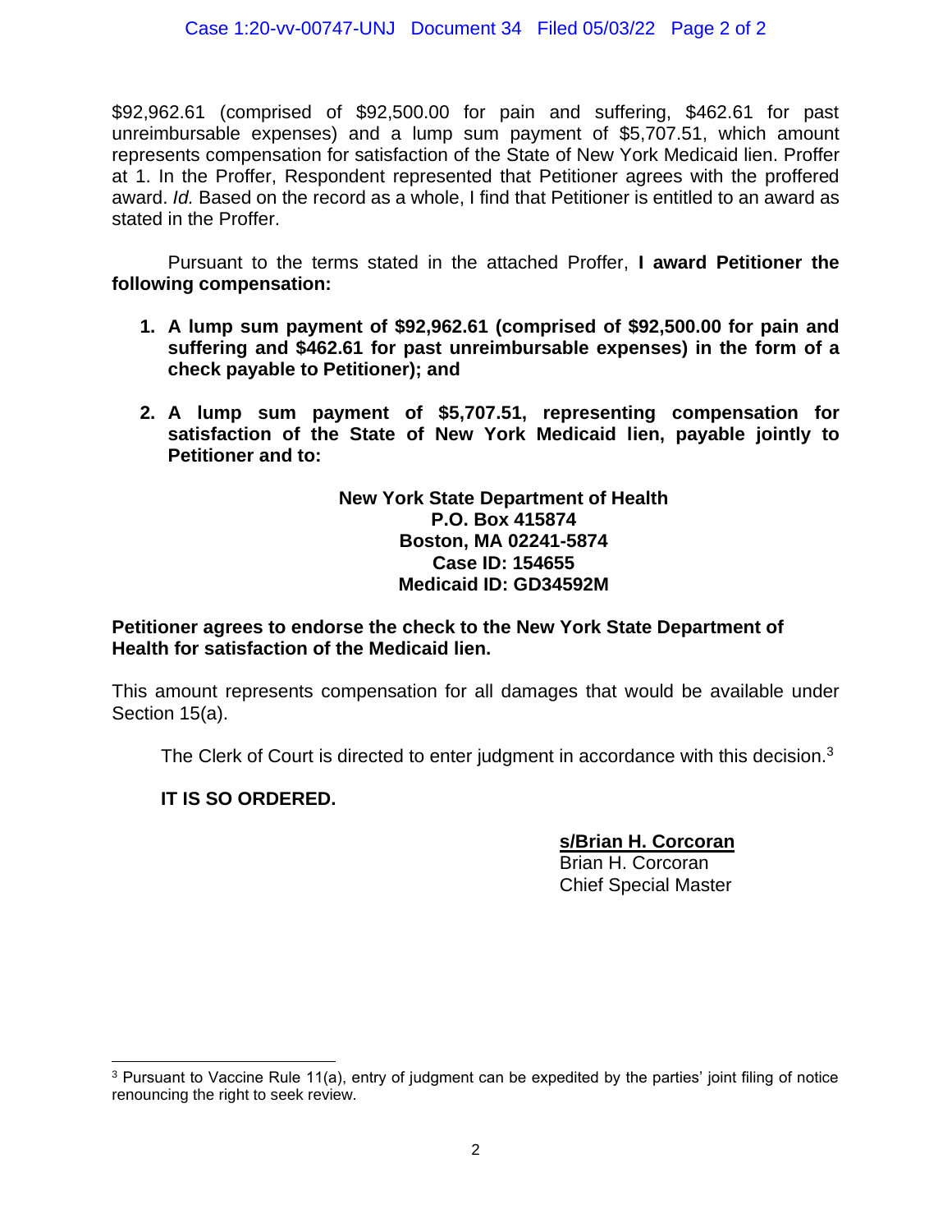$92,962.61 (comprised of $92,500.00 for pain and suffering, $462.61 for past unreimbursable expenses) and a lump sum payment of $5,707.51, which amount represents compensation for satisfaction of the State of New York Medicaid lien. Proffer at 1. In the Proffer, Respondent represented that Petitioner agrees with the proffered award. *Id.* Based on the record as a whole, I find that Petitioner is entitled to an award as stated in the Proffer.

Pursuant to the terms stated in the attached Proffer, **I award Petitioner the following compensation:**

1. **A lump sum payment of $92,962.61 (comprised of $92,500.00 for pain and suffering and $462.61 for past unreimbursable expenses) in the form of a check payable to Petitioner); and**

2. **A lump sum payment of $5,707.51, representing compensation for satisfaction of the State of New York Medicaid lien, payable jointly to Petitioner and to:**

**New York State Department of Health**
**P.O. Box 415874**
**Boston, MA 02241-5874**
**Case ID: 154655**
**Medicaid ID: GD34592M**

**Petitioner agrees to endorse the check to the New York State Department of Health for satisfaction of the Medicaid lien.**

This amount represents compensation for all damages that would be available under Section 15(a).

The Clerk of Court is directed to enter judgment in accordance with this decision.[3]

**IT IS SO ORDERED.**

**s/Brian H. Corcoran**
Brian H. Corcoran
Chief Special Master

---

[3] Pursuant to Vaccine Rule 11(a), entry of judgment can be expedited by the parties' joint filing of notice renouncing the right to seek review.